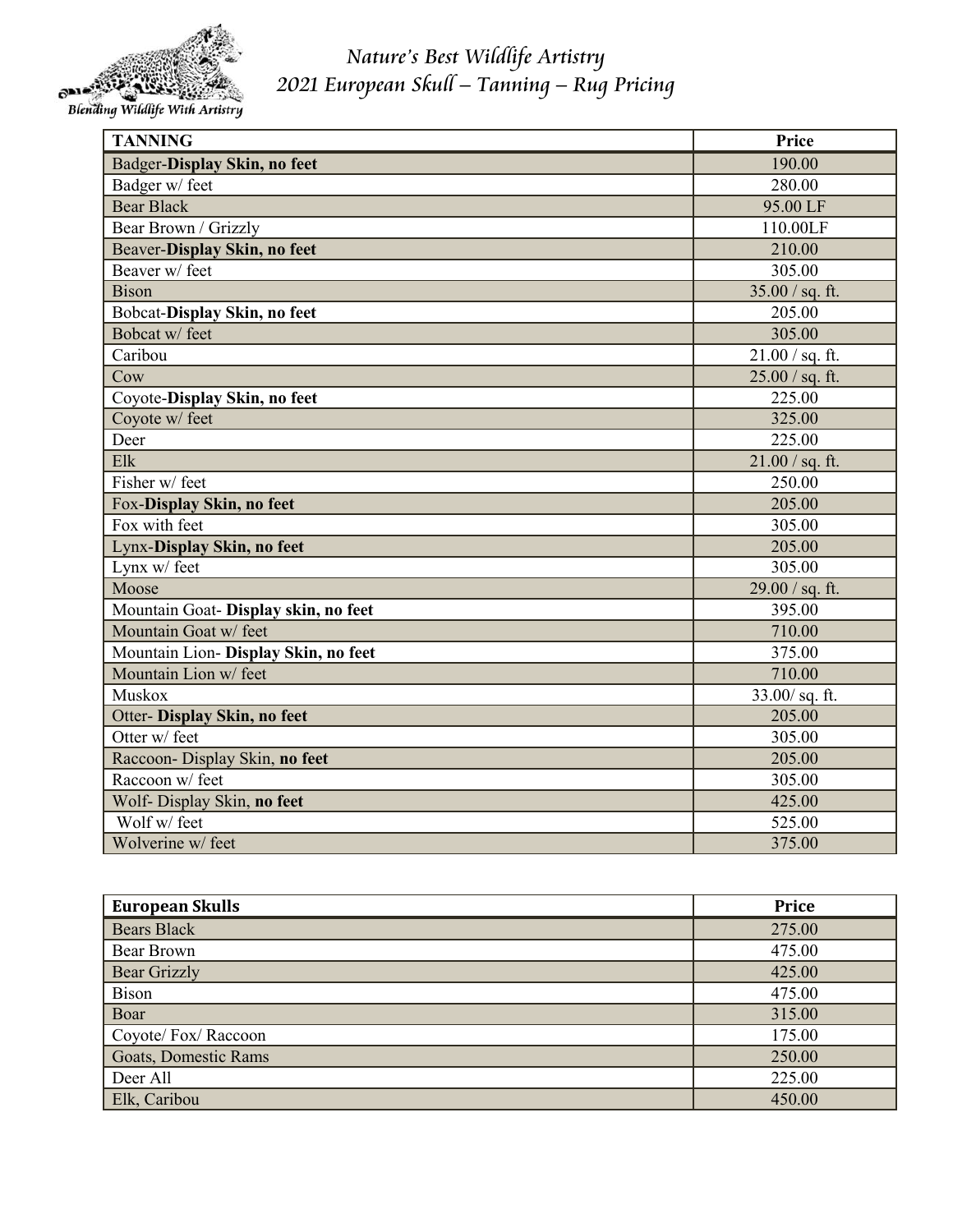# Nature's Best Wildlife Artistry
## 2021 European Skull – Tanning – Rug Pricing

Blending Wildlife With Artistry

| TANNING | Price |
|---|---|
| Badger-**Display Skin, no feet** | 190.00 |
| Badger w/ feet | 280.00 |
| Bear Black | 95.00 LF |
| Bear Brown / Grizzly | 110.00LF |
| Beaver-**Display Skin, no feet** | 210.00 |
| Beaver w/ feet | 305.00 |
| Bison | 35.00 / sq. ft. |
| Bobcat-**Display Skin, no feet** | 205.00 |
| Bobcat w/ feet | 305.00 |
| Caribou | 21.00 / sq. ft. |
| Cow | 25.00 / sq. ft. |
| Coyote-**Display Skin, no feet** | 225.00 |
| Coyote w/ feet | 325.00 |
| Deer | 225.00 |
| Elk | 21.00 / sq. ft. |
| Fisher w/ feet | 250.00 |
| Fox-**Display Skin, no feet** | 205.00 |
| Fox with feet | 305.00 |
| Lynx-**Display Skin, no feet** | 205.00 |
| Lynx w/ feet | 305.00 |
| Moose | 29.00 / sq. ft. |
| Mountain Goat- **Display skin, no feet** | 395.00 |
| Mountain Goat w/ feet | 710.00 |
| Mountain Lion- **Display Skin, no feet** | 375.00 |
| Mountain Lion w/ feet | 710.00 |
| Muskox | 33.00/ sq. ft. |
| Otter- **Display Skin, no feet** | 205.00 |
| Otter w/ feet | 305.00 |
| Raccoon- Display Skin, **no feet** | 205.00 |
| Raccoon w/ feet | 305.00 |
| Wolf- Display Skin, **no feet** | 425.00 |
| Wolf w/ feet | 525.00 |
| Wolverine w/ feet | 375.00 |

| European Skulls | Price |
|---|---|
| Bears Black | 275.00 |
| Bear Brown | 475.00 |
| Bear Grizzly | 425.00 |
| Bison | 475.00 |
| Boar | 315.00 |
| Coyote/ Fox/ Raccoon | 175.00 |
| Goats, Domestic Rams | 250.00 |
| Deer All | 225.00 |
| Elk, Caribou | 450.00 |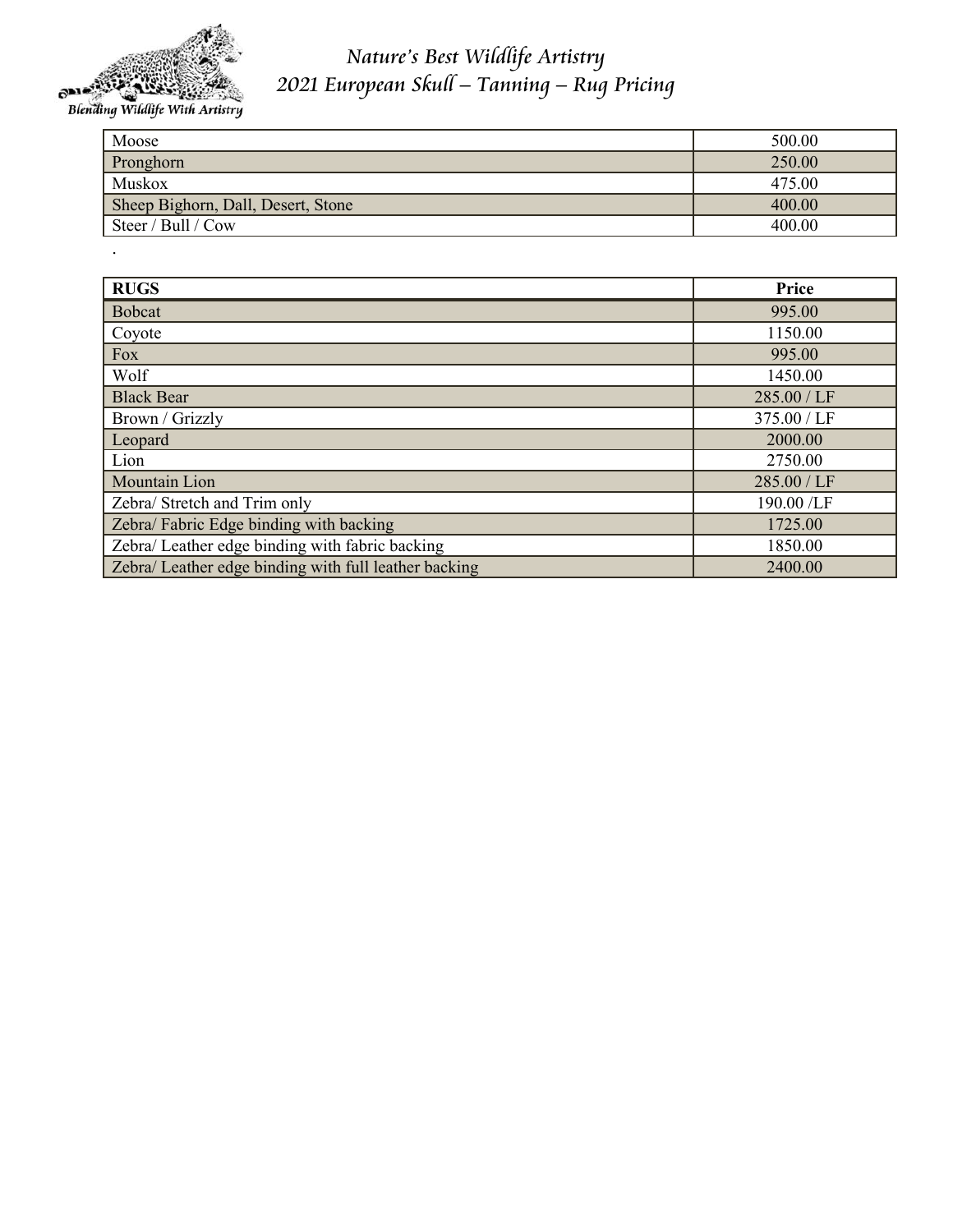# Nature's Best Wildlife Artistry
## 2021 European Skull – Tanning – Rug Pricing

Blending Wildlife With Artistry

| | |
|---|---|
| Moose | 500.00 |
| Pronghorn | 250.00 |
| Muskox | 475.00 |
| Sheep Bighorn, Dall, Desert, Stone | 400.00 |
| Steer / Bull / Cow | 400.00 |

.

| RUGS | Price |
|---|---|
| Bobcat | 995.00 |
| Coyote | 1150.00 |
| Fox | 995.00 |
| Wolf | 1450.00 |
| Black Bear | 285.00 / LF |
| Brown / Grizzly | 375.00 / LF |
| Leopard | 2000.00 |
| Lion | 2750.00 |
| Mountain Lion | 285.00 / LF |
| Zebra/ Stretch and Trim only | 190.00 /LF |
| Zebra/ Fabric Edge binding with backing | 1725.00 |
| Zebra/ Leather edge binding with fabric backing | 1850.00 |
| Zebra/ Leather edge binding with full leather backing | 2400.00 |